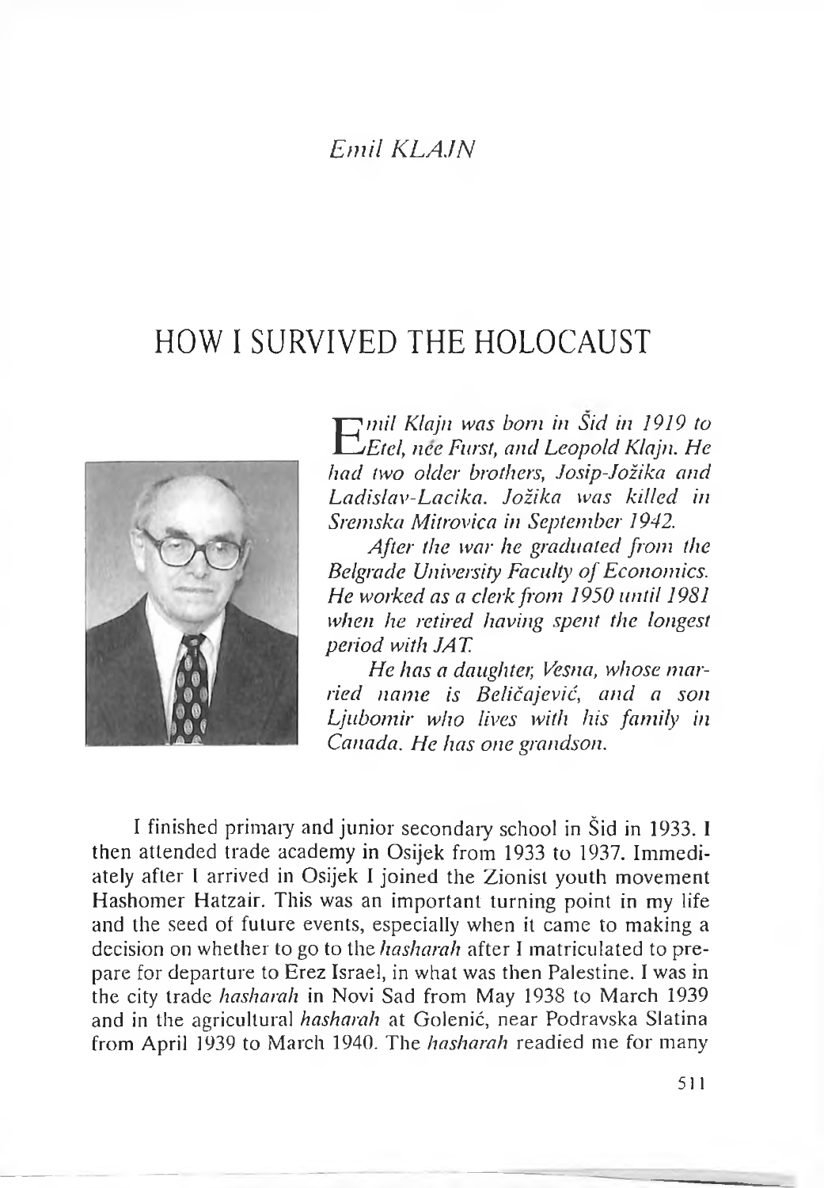*Emil KLAJN*

# HOW I SURVIVED THE HOLOCAUST

*Emil Klajn was born in Šid in 1919 to Etel, née Furst, and Leopold Klajn. He had two older brothers, Josip-Jožika and Ladislav-Lacika. Jožika was killed in Sremska Mitrovica in September 1942.*

*After the war he graduated from the Belgrade University Faculty of Economics. He worked as a clerk from 1950 until 1981 when he retired having spent the longest period with JAT.*

*He has a daughter, Vesna, whose married name is Beličajević, and a son Ljubomir who lives with his family in Canada. He has one grandson.*

I finished primary and junior secondary school in Šid in 1933. I then attended trade academy in Osijek from 1933 to 1937. Immediately after I arrived in Osijek I joined the Zionist youth movement Hashomer Hatzair. This was an important turning point in my life and the seed of future events, especially when it came to making a decision on whether to go to the *hasharah* after I matriculated to prepare for departure to Erez Israel, in what was then Palestine. I was in the city trade *hasharah* in Novi Sad from May 1938 to March 1939 and in the agricultural *hasharah* at Golenić, near Podravska Slatina from April 1939 to March 1940. The *hasharah* readied me for many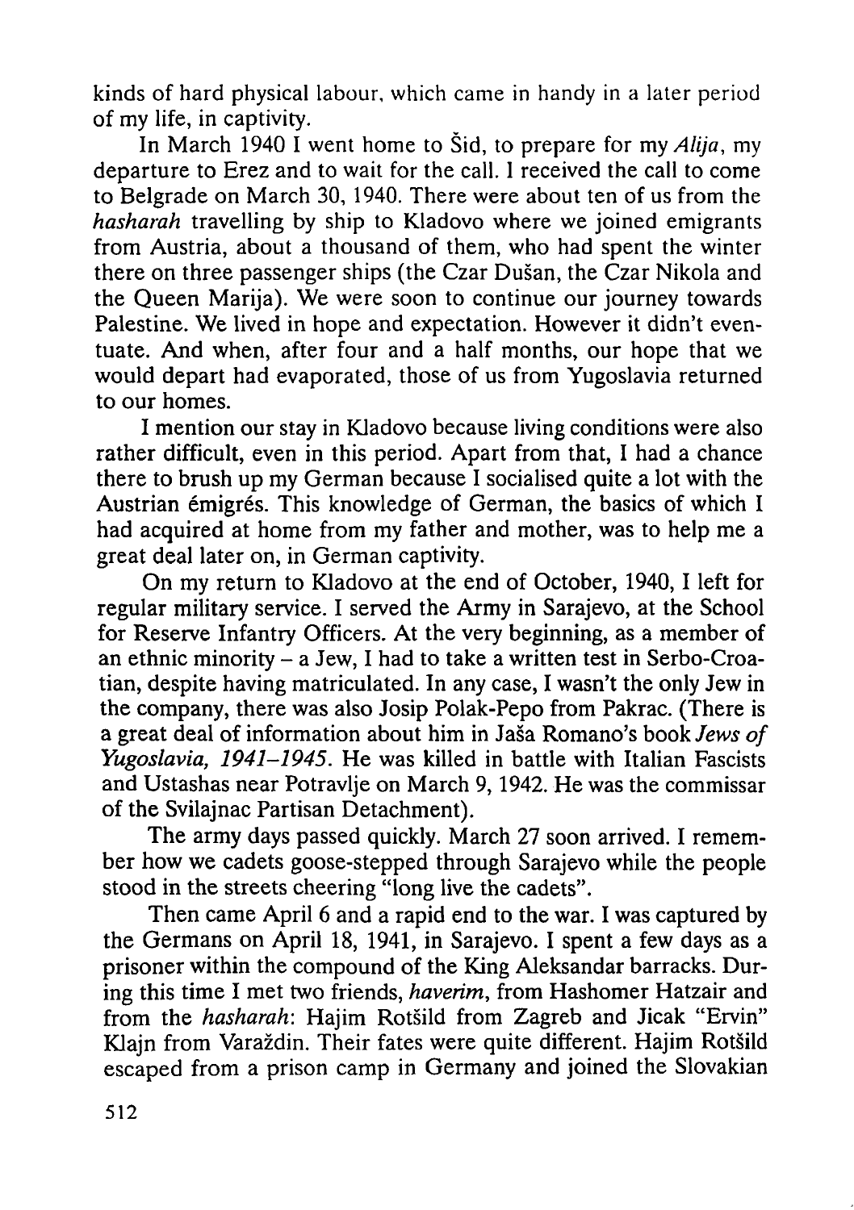kinds of hard physical labour, which came in handy in a later period of my life, in captivity.

In March 1940 I went home to Šid, to prepare for my *Alija*, my departure to Erez and to wait for the call. I received the call to come to Belgrade on March 30, 1940. There were about ten of us from the *hasharah* travelling by ship to Kladovo where we joined emigrants from Austria, about a thousand of them, who had spent the winter there on three passenger ships (the Czar Dušan, the Czar Nikola and the Queen Marija). We were soon to continue our journey towards Palestine. We lived in hope and expectation. However it didn't eventuate. And when, after four and a half months, our hope that we would depart had evaporated, those of us from Yugoslavia returned to our homes.

I mention our stay in Kladovo because living conditions were also rather difficult, even in this period. Apart from that, I had a chance there to brush up my German because I socialised quite a lot with the Austrian émigrés. This knowledge of German, the basics of which I had acquired at home from my father and mother, was to help me a great deal later on, in German captivity.

On my return to Kladovo at the end of October, 1940, I left for regular military service. I served the Army in Sarajevo, at the School for Reserve Infantry Officers. At the very beginning, as a member of an ethnic minority – a Jew, I had to take a written test in Serbo-Croatian, despite having matriculated. In any case, I wasn't the only Jew in the company, there was also Josip Polak-Pepo from Pakrac. (There is a great deal of information about him in Jaša Romano's book *Jews of Yugoslavia, 1941–1945*. He was killed in battle with Italian Fascists and Ustashas near Potravlje on March 9, 1942. He was the commissar of the Svilajnac Partisan Detachment).

The army days passed quickly. March 27 soon arrived. I remember how we cadets goose-stepped through Sarajevo while the people stood in the streets cheering "long live the cadets".

Then came April 6 and a rapid end to the war. I was captured by the Germans on April 18, 1941, in Sarajevo. I spent a few days as a prisoner within the compound of the King Aleksandar barracks. During this time I met two friends, *haverim*, from Hashomer Hatzair and from the *hasharah*: Hajim Rotšild from Zagreb and Jicak "Ervin" Klajn from Varaždin. Their fates were quite different. Hajim Rotšild escaped from a prison camp in Germany and joined the Slovakian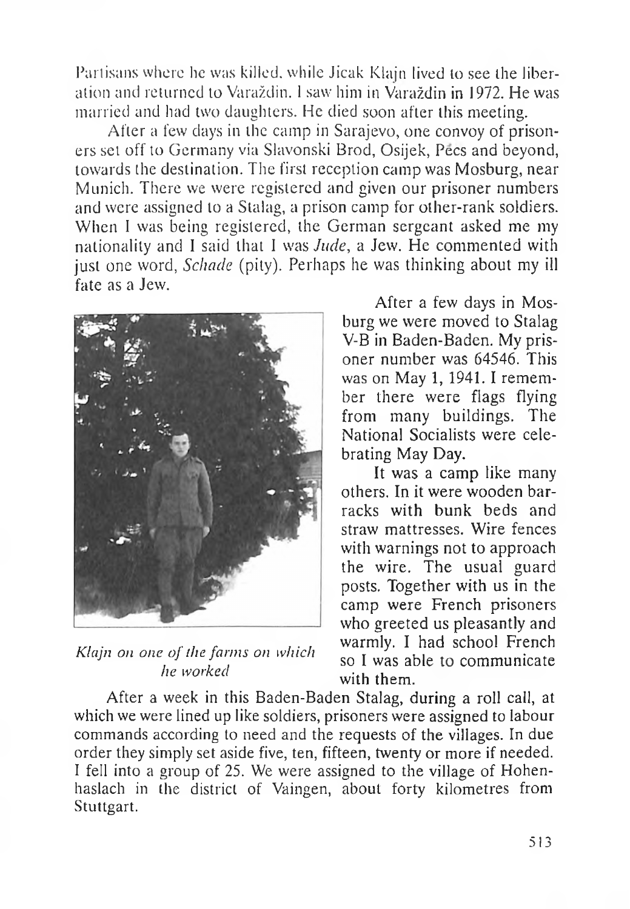Partisans where he was killed, while Jicak Klajn lived to see the liberation and returned to Varaždin. I saw him in Varaždin in 1972. He was married and had two daughters. He died soon after this meeting.

After a few days in the camp in Sarajevo, one convoy of prisoners set off to Germany via Slavonski Brod, Osijek, Pécs and beyond, towards the destination. The first reception camp was Mosburg, near Munich. There we were registered and given our prisoner numbers and were assigned to a Stalag, a prison camp for other-rank soldiers. When I was being registered, the German sergeant asked me my nationality and I said that I was *Jude*, a Jew. He commented with just one word, *Schade* (pity). Perhaps he was thinking about my ill fate as a Jew.

*Klajn on one of the farms on which he worked*

After a few days in Mosburg we were moved to Stalag V-B in Baden-Baden. My prisoner number was 64546. This was on May 1, 1941. I remember there were flags flying from many buildings. The National Socialists were celebrating May Day.

It was a camp like many others. In it were wooden barracks with bunk beds and straw mattresses. Wire fences with warnings not to approach the wire. The usual guard posts. Together with us in the camp were French prisoners who greeted us pleasantly and warmly. I had school French so I was able to communicate with them.

After a week in this Baden-Baden Stalag, during a roll call, at which we were lined up like soldiers, prisoners were assigned to labour commands according to need and the requests of the villages. In due order they simply set aside five, ten, fifteen, twenty or more if needed. I fell into a group of 25. We were assigned to the village of Hohenhaslach in the district of Vaingen, about forty kilometres from Stuttgart.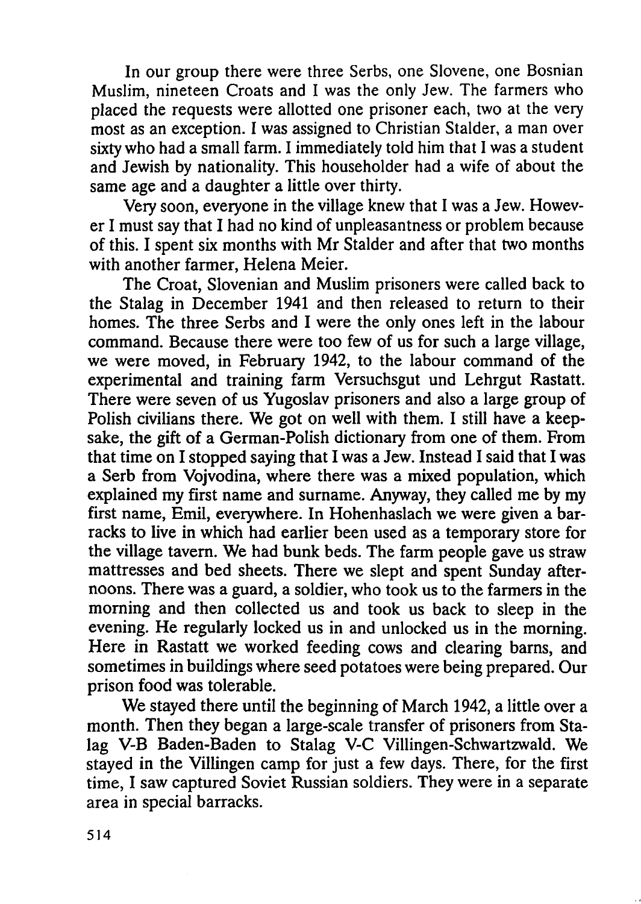In our group there were three Serbs, one Slovene, one Bosnian Muslim, nineteen Croats and I was the only Jew. The farmers who placed the requests were allotted one prisoner each, two at the very most as an exception. I was assigned to Christian Stalder, a man over sixty who had a small farm. I immediately told him that I was a student and Jewish by nationality. This householder had a wife of about the same age and a daughter a little over thirty.

Very soon, everyone in the village knew that I was a Jew. However I must say that I had no kind of unpleasantness or problem because of this. I spent six months with Mr Stalder and after that two months with another farmer, Helena Meier.

The Croat, Slovenian and Muslim prisoners were called back to the Stalag in December 1941 and then released to return to their homes. The three Serbs and I were the only ones left in the labour command. Because there were too few of us for such a large village, we were moved, in February 1942, to the labour command of the experimental and training farm Versuchsgut und Lehrgut Rastatt. There were seven of us Yugoslav prisoners and also a large group of Polish civilians there. We got on well with them. I still have a keepsake, the gift of a German-Polish dictionary from one of them. From that time on I stopped saying that I was a Jew. Instead I said that I was a Serb from Vojvodina, where there was a mixed population, which explained my first name and surname. Anyway, they called me by my first name, Emil, everywhere. In Hohenhaslach we were given a barracks to live in which had earlier been used as a temporary store for the village tavern. We had bunk beds. The farm people gave us straw mattresses and bed sheets. There we slept and spent Sunday afternoons. There was a guard, a soldier, who took us to the farmers in the morning and then collected us and took us back to sleep in the evening. He regularly locked us in and unlocked us in the morning. Here in Rastatt we worked feeding cows and clearing barns, and sometimes in buildings where seed potatoes were being prepared. Our prison food was tolerable.

We stayed there until the beginning of March 1942, a little over a month. Then they began a large-scale transfer of prisoners from Stalag V-B Baden-Baden to Stalag V-C Villingen-Schwartzwald. We stayed in the Villingen camp for just a few days. There, for the first time, I saw captured Soviet Russian soldiers. They were in a separate area in special barracks.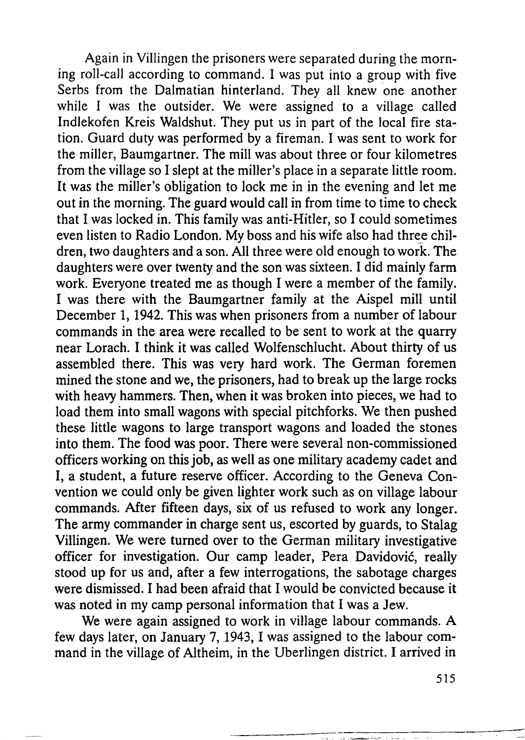Again in Villingen the prisoners were separated during the morning roll-call according to command. I was put into a group with five Serbs from the Dalmatian hinterland. They all knew one another while I was the outsider. We were assigned to a village called Indlekofen Kreis Waldshut. They put us in part of the local fire station. Guard duty was performed by a fireman. I was sent to work for the miller, Baumgartner. The mill was about three or four kilometres from the village so I slept at the miller's place in a separate little room. It was the miller's obligation to lock me in in the evening and let me out in the morning. The guard would call in from time to time to check that I was locked in. This family was anti-Hitler, so I could sometimes even listen to Radio London. My boss and his wife also had three children, two daughters and a son. All three were old enough to work. The daughters were over twenty and the son was sixteen. I did mainly farm work. Everyone treated me as though I were a member of the family. I was there with the Baumgartner family at the Aispel mill until December 1, 1942. This was when prisoners from a number of labour commands in the area were recalled to be sent to work at the quarry near Lorach. I think it was called Wolfenschlucht. About thirty of us assembled there. This was very hard work. The German foremen mined the stone and we, the prisoners, had to break up the large rocks with heavy hammers. Then, when it was broken into pieces, we had to load them into small wagons with special pitchforks. We then pushed these little wagons to large transport wagons and loaded the stones into them. The food was poor. There were several non-commissioned officers working on this job, as well as one military academy cadet and I, a student, a future reserve officer. According to the Geneva Convention we could only be given lighter work such as on village labour commands. After fifteen days, six of us refused to work any longer. The army commander in charge sent us, escorted by guards, to Stalag Villingen. We were turned over to the German military investigative officer for investigation. Our camp leader, Pera Davidović, really stood up for us and, after a few interrogations, the sabotage charges were dismissed. I had been afraid that I would be convicted because it was noted in my camp personal information that I was a Jew.

We were again assigned to work in village labour commands. A few days later, on January 7, 1943, I was assigned to the labour command in the village of Altheim, in the Uberlingen district. I arrived in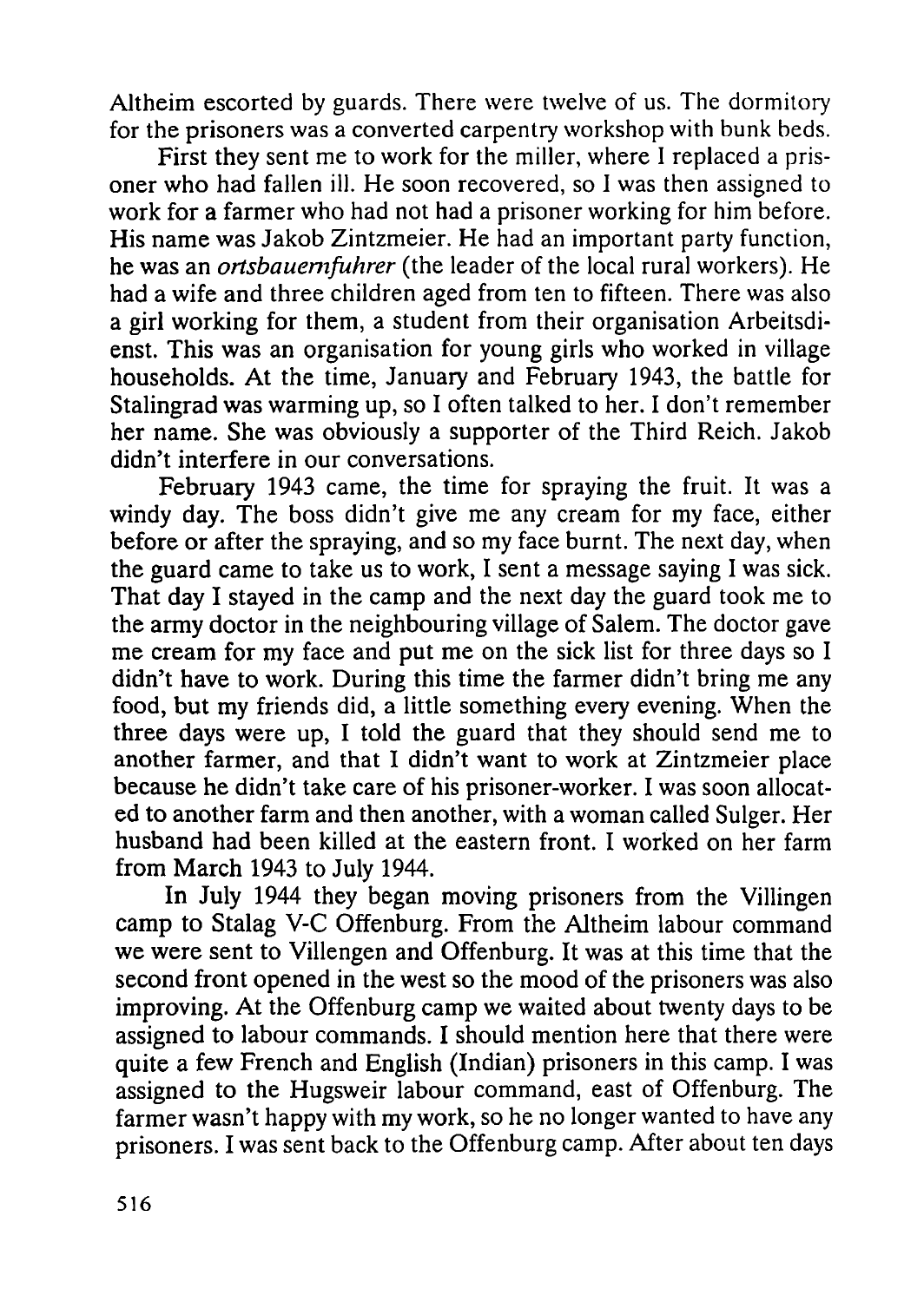Altheim escorted by guards. There were twelve of us. The dormitory for the prisoners was a converted carpentry workshop with bunk beds.

First they sent me to work for the miller, where I replaced a prisoner who had fallen ill. He soon recovered, so I was then assigned to work for a farmer who had not had a prisoner working for him before. His name was Jakob Zintzmeier. He had an important party function, he was an *ortsbauernfuhrer* (the leader of the local rural workers). He had a wife and three children aged from ten to fifteen. There was also a girl working for them, a student from their organisation Arbeitsdienst. This was an organisation for young girls who worked in village households. At the time, January and February 1943, the battle for Stalingrad was warming up, so I often talked to her. I don't remember her name. She was obviously a supporter of the Third Reich. Jakob didn't interfere in our conversations.

February 1943 came, the time for spraying the fruit. It was a windy day. The boss didn't give me any cream for my face, either before or after the spraying, and so my face burnt. The next day, when the guard came to take us to work, I sent a message saying I was sick. That day I stayed in the camp and the next day the guard took me to the army doctor in the neighbouring village of Salem. The doctor gave me cream for my face and put me on the sick list for three days so I didn't have to work. During this time the farmer didn't bring me any food, but my friends did, a little something every evening. When the three days were up, I told the guard that they should send me to another farmer, and that I didn't want to work at Zintzmeier place because he didn't take care of his prisoner-worker. I was soon allocated to another farm and then another, with a woman called Sulger. Her husband had been killed at the eastern front. I worked on her farm from March 1943 to July 1944.

In July 1944 they began moving prisoners from the Villingen camp to Stalag V-C Offenburg. From the Altheim labour command we were sent to Villengen and Offenburg. It was at this time that the second front opened in the west so the mood of the prisoners was also improving. At the Offenburg camp we waited about twenty days to be assigned to labour commands. I should mention here that there were quite a few French and English (Indian) prisoners in this camp. I was assigned to the Hugsweir labour command, east of Offenburg. The farmer wasn't happy with my work, so he no longer wanted to have any prisoners. I was sent back to the Offenburg camp. After about ten days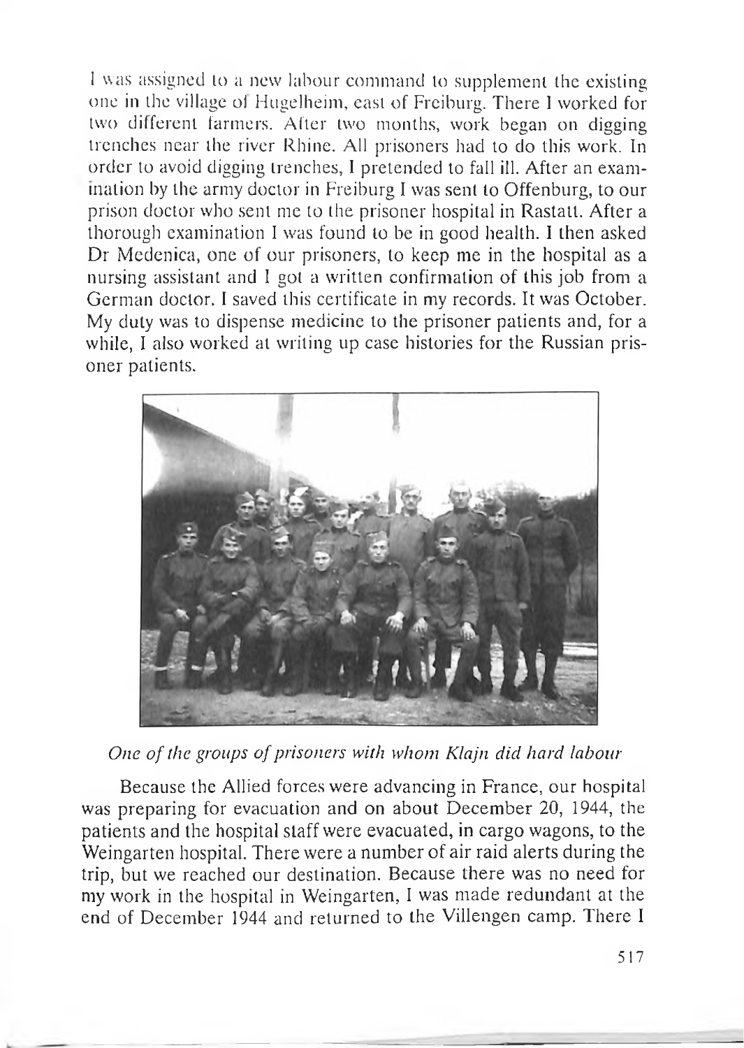I was assigned to a new labour command to supplement the existing one in the village of Hugelheim, east of Freiburg. There I worked for two different farmers. After two months, work began on digging trenches near the river Rhine. All prisoners had to do this work. In order to avoid digging trenches, I pretended to fall ill. After an examination by the army doctor in Freiburg I was sent to Offenburg, to our prison doctor who sent me to the prisoner hospital in Rastatt. After a thorough examination I was found to be in good health. I then asked Dr Medenica, one of our prisoners, to keep me in the hospital as a nursing assistant and I got a written confirmation of this job from a German doctor. I saved this certificate in my records. It was October. My duty was to dispense medicine to the prisoner patients and, for a while, I also worked at writing up case histories for the Russian prisoner patients.

*One of the groups of prisoners with whom Klajn did hard labour*

Because the Allied forces were advancing in France, our hospital was preparing for evacuation and on about December 20, 1944, the patients and the hospital staff were evacuated, in cargo wagons, to the Weingarten hospital. There were a number of air raid alerts during the trip, but we reached our destination. Because there was no need for my work in the hospital in Weingarten, I was made redundant at the end of December 1944 and returned to the Villengen camp. There I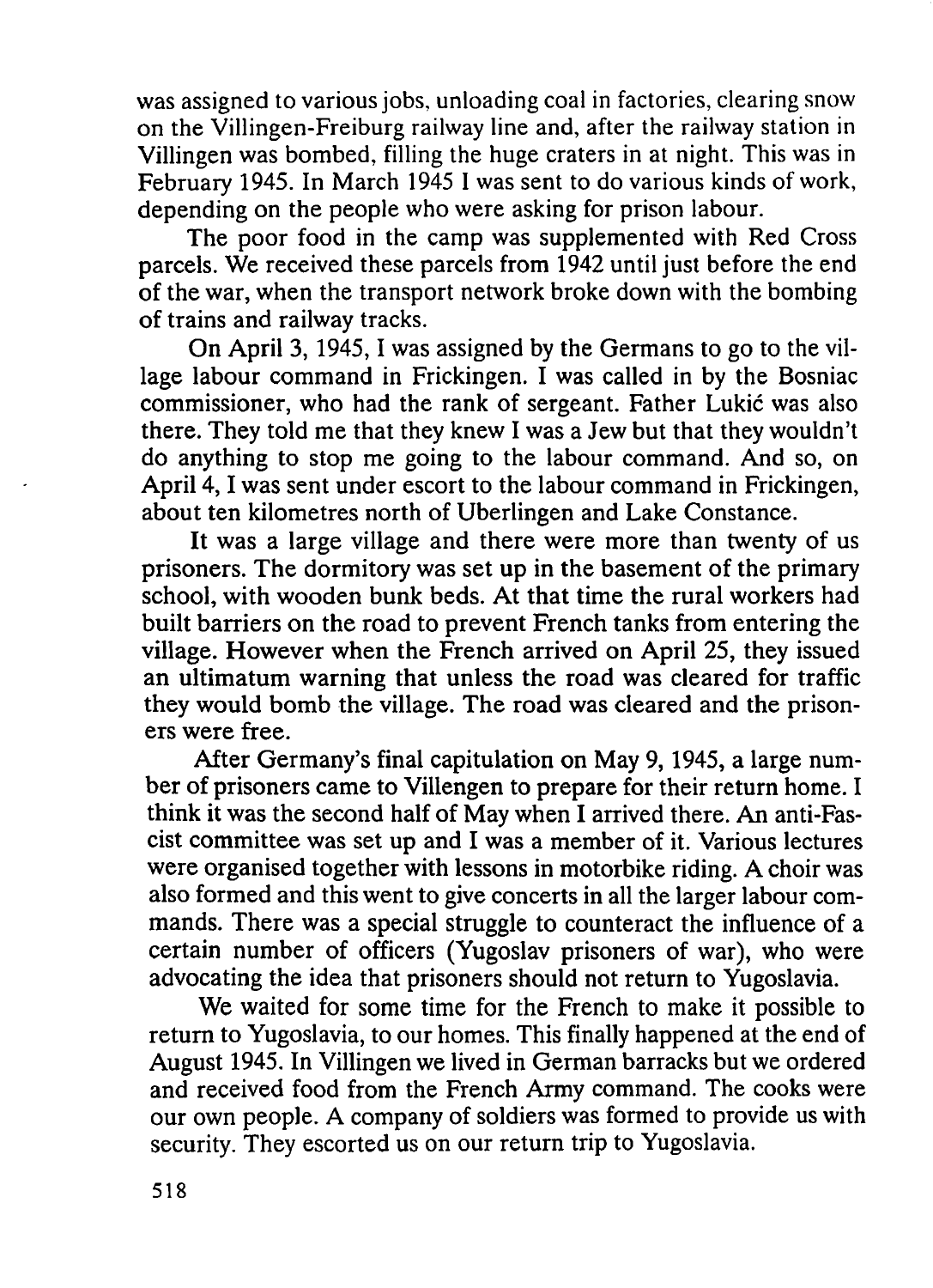was assigned to various jobs, unloading coal in factories, clearing snow on the Villingen-Freiburg railway line and, after the railway station in Villingen was bombed, filling the huge craters in at night. This was in February 1945. In March 1945 I was sent to do various kinds of work, depending on the people who were asking for prison labour.

The poor food in the camp was supplemented with Red Cross parcels. We received these parcels from 1942 until just before the end of the war, when the transport network broke down with the bombing of trains and railway tracks.

On April 3, 1945, I was assigned by the Germans to go to the village labour command in Frickingen. I was called in by the Bosniac commissioner, who had the rank of sergeant. Father Lukić was also there. They told me that they knew I was a Jew but that they wouldn't do anything to stop me going to the labour command. And so, on April 4, I was sent under escort to the labour command in Frickingen, about ten kilometres north of Uberlingen and Lake Constance.

It was a large village and there were more than twenty of us prisoners. The dormitory was set up in the basement of the primary school, with wooden bunk beds. At that time the rural workers had built barriers on the road to prevent French tanks from entering the village. However when the French arrived on April 25, they issued an ultimatum warning that unless the road was cleared for traffic they would bomb the village. The road was cleared and the prisoners were free.

After Germany's final capitulation on May 9, 1945, a large number of prisoners came to Villengen to prepare for their return home. I think it was the second half of May when I arrived there. An anti-Fascist committee was set up and I was a member of it. Various lectures were organised together with lessons in motorbike riding. A choir was also formed and this went to give concerts in all the larger labour commands. There was a special struggle to counteract the influence of a certain number of officers (Yugoslav prisoners of war), who were advocating the idea that prisoners should not return to Yugoslavia.

We waited for some time for the French to make it possible to return to Yugoslavia, to our homes. This finally happened at the end of August 1945. In Villingen we lived in German barracks but we ordered and received food from the French Army command. The cooks were our own people. A company of soldiers was formed to provide us with security. They escorted us on our return trip to Yugoslavia.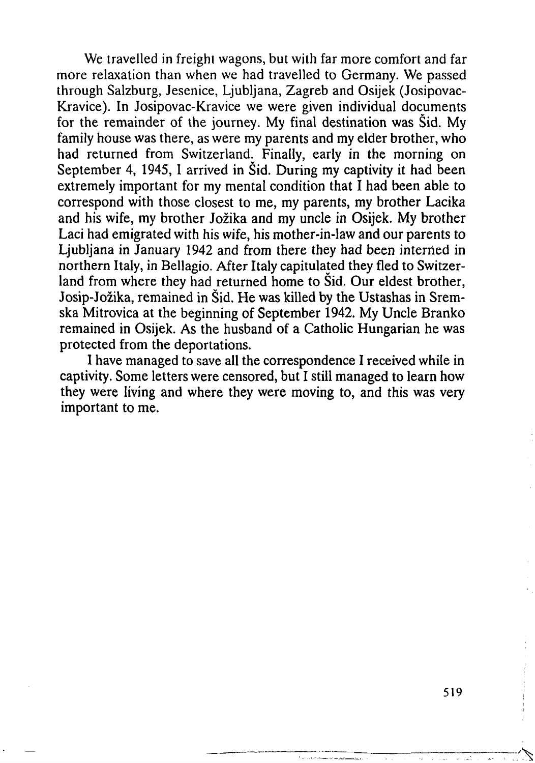We travelled in freight wagons, but with far more comfort and far more relaxation than when we had travelled to Germany. We passed through Salzburg, Jesenice, Ljubljana, Zagreb and Osijek (Josipovac-Kravice). In Josipovac-Kravice we were given individual documents for the remainder of the journey. My final destination was Šid. My family house was there, as were my parents and my elder brother, who had returned from Switzerland. Finally, early in the morning on September 4, 1945, I arrived in Šid. During my captivity it had been extremely important for my mental condition that I had been able to correspond with those closest to me, my parents, my brother Lacika and his wife, my brother Jožika and my uncle in Osijek. My brother Laci had emigrated with his wife, his mother-in-law and our parents to Ljubljana in January 1942 and from there they had been interned in northern Italy, in Bellagio. After Italy capitulated they fled to Switzerland from where they had returned home to Šid. Our eldest brother, Josip-Jožika, remained in Šid. He was killed by the Ustashas in Sremska Mitrovica at the beginning of September 1942. My Uncle Branko remained in Osijek. As the husband of a Catholic Hungarian he was protected from the deportations.

I have managed to save all the correspondence I received while in captivity. Some letters were censored, but I still managed to learn how they were living and where they were moving to, and this was very important to me.